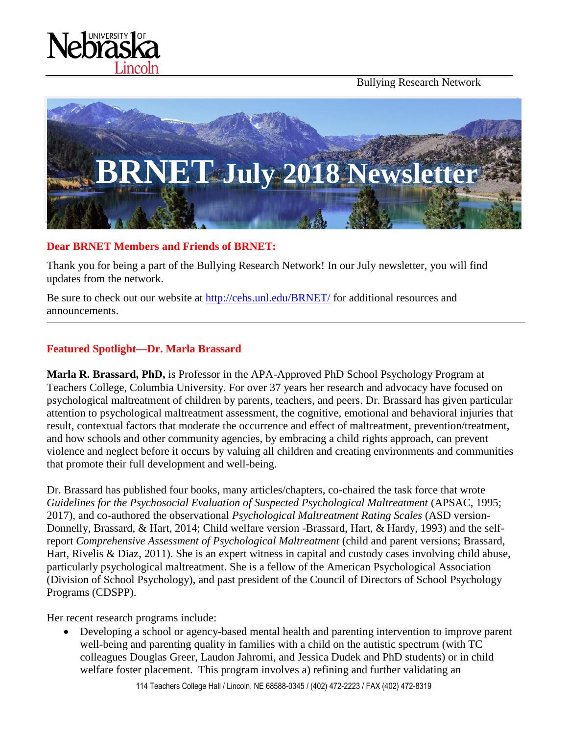Bullying Research Network

# BRNET July 2018 Newsletter

**Dear BRNET Members and Friends of BRNET:**

Thank you for being a part of the Bullying Research Network! In our July newsletter, you will find updates from the network.

Be sure to check out our website at http://cehs.unl.edu/BRNET/ for additional resources and announcements.

---

## Featured Spotlight—Dr. Marla Brassard

**Marla R. Brassard, PhD,** is Professor in the APA-Approved PhD School Psychology Program at Teachers College, Columbia University. For over 37 years her research and advocacy have focused on psychological maltreatment of children by parents, teachers, and peers. Dr. Brassard has given particular attention to psychological maltreatment assessment, the cognitive, emotional and behavioral injuries that result, contextual factors that moderate the occurrence and effect of maltreatment, prevention/treatment, and how schools and other community agencies, by embracing a child rights approach, can prevent violence and neglect before it occurs by valuing all children and creating environments and communities that promote their full development and well-being.

Dr. Brassard has published four books, many articles/chapters, co-chaired the task force that wrote *Guidelines for the Psychosocial Evaluation of Suspected Psychological Maltreatment* (APSAC, 1995; 2017), and co-authored the observational *Psychological Maltreatment Rating Scales* (ASD version-Donnelly, Brassard, & Hart, 2014; Child welfare version -Brassard, Hart, & Hardy, 1993) and the self-report *Comprehensive Assessment of Psychological Maltreatment* (child and parent versions; Brassard, Hart, Rivelis & Diaz, 2011). She is an expert witness in capital and custody cases involving child abuse, particularly psychological maltreatment. She is a fellow of the American Psychological Association (Division of School Psychology), and past president of the Council of Directors of School Psychology Programs (CDSPP).

Her recent research programs include:

- Developing a school or agency-based mental health and parenting intervention to improve parent well-being and parenting quality in families with a child on the autistic spectrum (with TC colleagues Douglas Greer, Laudon Jahromi, and Jessica Dudek and PhD students) or in child welfare foster placement. This program involves a) refining and further validating an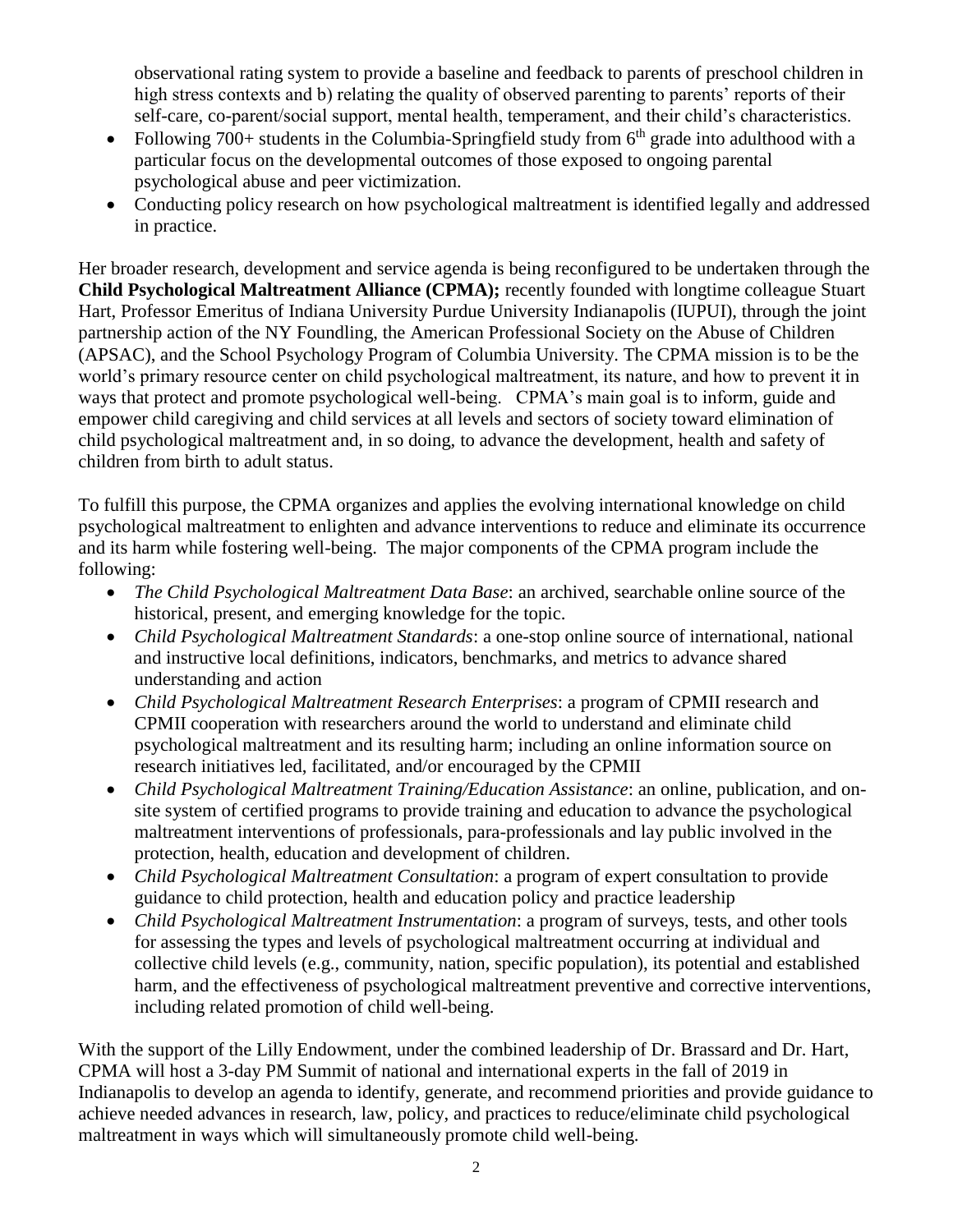observational rating system to provide a baseline and feedback to parents of preschool children in high stress contexts and b) relating the quality of observed parenting to parents' reports of their self-care, co-parent/social support, mental health, temperament, and their child's characteristics.

- Following 700+ students in the Columbia-Springfield study from 6th grade into adulthood with a particular focus on the developmental outcomes of those exposed to ongoing parental psychological abuse and peer victimization.
- Conducting policy research on how psychological maltreatment is identified legally and addressed in practice.

Her broader research, development and service agenda is being reconfigured to be undertaken through the **Child Psychological Maltreatment Alliance (CPMA);** recently founded with longtime colleague Stuart Hart, Professor Emeritus of Indiana University Purdue University Indianapolis (IUPUI), through the joint partnership action of the NY Foundling, the American Professional Society on the Abuse of Children (APSAC), and the School Psychology Program of Columbia University. The CPMA mission is to be the world's primary resource center on child psychological maltreatment, its nature, and how to prevent it in ways that protect and promote psychological well-being. CPMA's main goal is to inform, guide and empower child caregiving and child services at all levels and sectors of society toward elimination of child psychological maltreatment and, in so doing, to advance the development, health and safety of children from birth to adult status.

To fulfill this purpose, the CPMA organizes and applies the evolving international knowledge on child psychological maltreatment to enlighten and advance interventions to reduce and eliminate its occurrence and its harm while fostering well-being. The major components of the CPMA program include the following:

- *The Child Psychological Maltreatment Data Base*: an archived, searchable online source of the historical, present, and emerging knowledge for the topic.
- *Child Psychological Maltreatment Standards*: a one-stop online source of international, national and instructive local definitions, indicators, benchmarks, and metrics to advance shared understanding and action
- *Child Psychological Maltreatment Research Enterprises*: a program of CPMII research and CPMII cooperation with researchers around the world to understand and eliminate child psychological maltreatment and its resulting harm; including an online information source on research initiatives led, facilitated, and/or encouraged by the CPMII
- *Child Psychological Maltreatment Training/Education Assistance*: an online, publication, and on-site system of certified programs to provide training and education to advance the psychological maltreatment interventions of professionals, para-professionals and lay public involved in the protection, health, education and development of children.
- *Child Psychological Maltreatment Consultation*: a program of expert consultation to provide guidance to child protection, health and education policy and practice leadership
- *Child Psychological Maltreatment Instrumentation*: a program of surveys, tests, and other tools for assessing the types and levels of psychological maltreatment occurring at individual and collective child levels (e.g., community, nation, specific population), its potential and established harm, and the effectiveness of psychological maltreatment preventive and corrective interventions, including related promotion of child well-being.

With the support of the Lilly Endowment, under the combined leadership of Dr. Brassard and Dr. Hart, CPMA will host a 3-day PM Summit of national and international experts in the fall of 2019 in Indianapolis to develop an agenda to identify, generate, and recommend priorities and provide guidance to achieve needed advances in research, law, policy, and practices to reduce/eliminate child psychological maltreatment in ways which will simultaneously promote child well-being.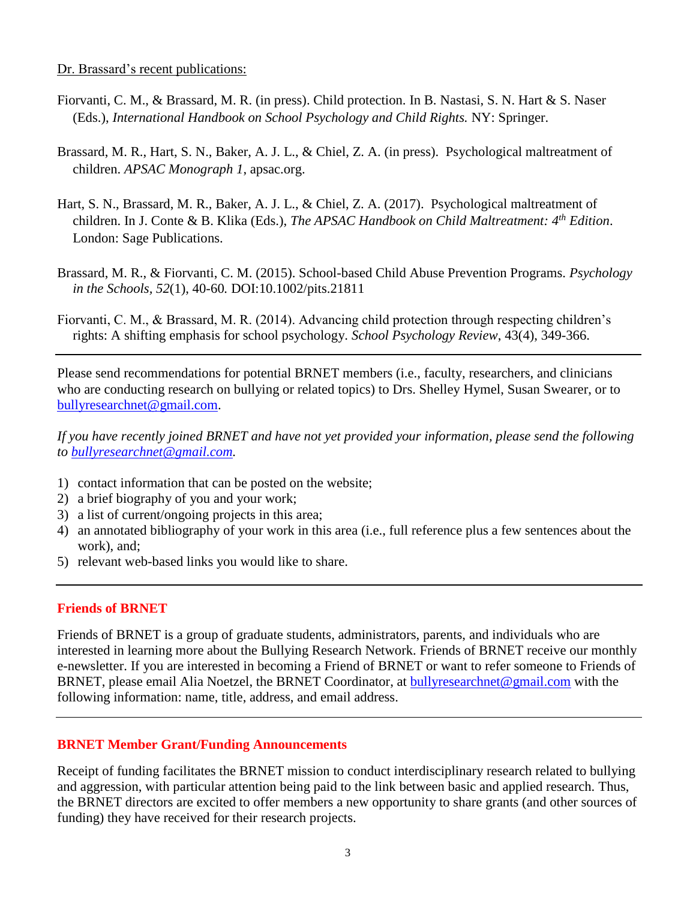Dr. Brassard's recent publications:

Fiorvanti, C. M., & Brassard, M. R. (in press). Child protection. In B. Nastasi, S. N. Hart & S. Naser (Eds.), *International Handbook on School Psychology and Child Rights.* NY: Springer.

Brassard, M. R., Hart, S. N., Baker, A. J. L., & Chiel, Z. A. (in press). Psychological maltreatment of children. *APSAC Monograph 1*, apsac.org.

Hart, S. N., Brassard, M. R., Baker, A. J. L., & Chiel, Z. A. (2017). Psychological maltreatment of children. In J. Conte & B. Klika (Eds.), *The APSAC Handbook on Child Maltreatment: 4th Edition*. London: Sage Publications.

Brassard, M. R., & Fiorvanti, C. M. (2015). School-based Child Abuse Prevention Programs. *Psychology in the Schools, 52*(1), 40-60. DOI:10.1002/pits.21811

Fiorvanti, C. M., & Brassard, M. R. (2014). Advancing child protection through respecting children's rights: A shifting emphasis for school psychology. *School Psychology Review*, 43(4), 349-366.

---

Please send recommendations for potential BRNET members (i.e., faculty, researchers, and clinicians who are conducting research on bullying or related topics) to Drs. Shelley Hymel, Susan Swearer, or to bullyresearchnet@gmail.com.

*If you have recently joined BRNET and have not yet provided your information, please send the following to bullyresearchnet@gmail.com.*

1) contact information that can be posted on the website;
2) a brief biography of you and your work;
3) a list of current/ongoing projects in this area;
4) an annotated bibliography of your work in this area (i.e., full reference plus a few sentences about the work), and;
5) relevant web-based links you would like to share.

---

## Friends of BRNET

Friends of BRNET is a group of graduate students, administrators, parents, and individuals who are interested in learning more about the Bullying Research Network. Friends of BRNET receive our monthly e-newsletter. If you are interested in becoming a Friend of BRNET or want to refer someone to Friends of BRNET, please email Alia Noetzel, the BRNET Coordinator, at bullyresearchnet@gmail.com with the following information: name, title, address, and email address.

---

## BRNET Member Grant/Funding Announcements

Receipt of funding facilitates the BRNET mission to conduct interdisciplinary research related to bullying and aggression, with particular attention being paid to the link between basic and applied research. Thus, the BRNET directors are excited to offer members a new opportunity to share grants (and other sources of funding) they have received for their research projects.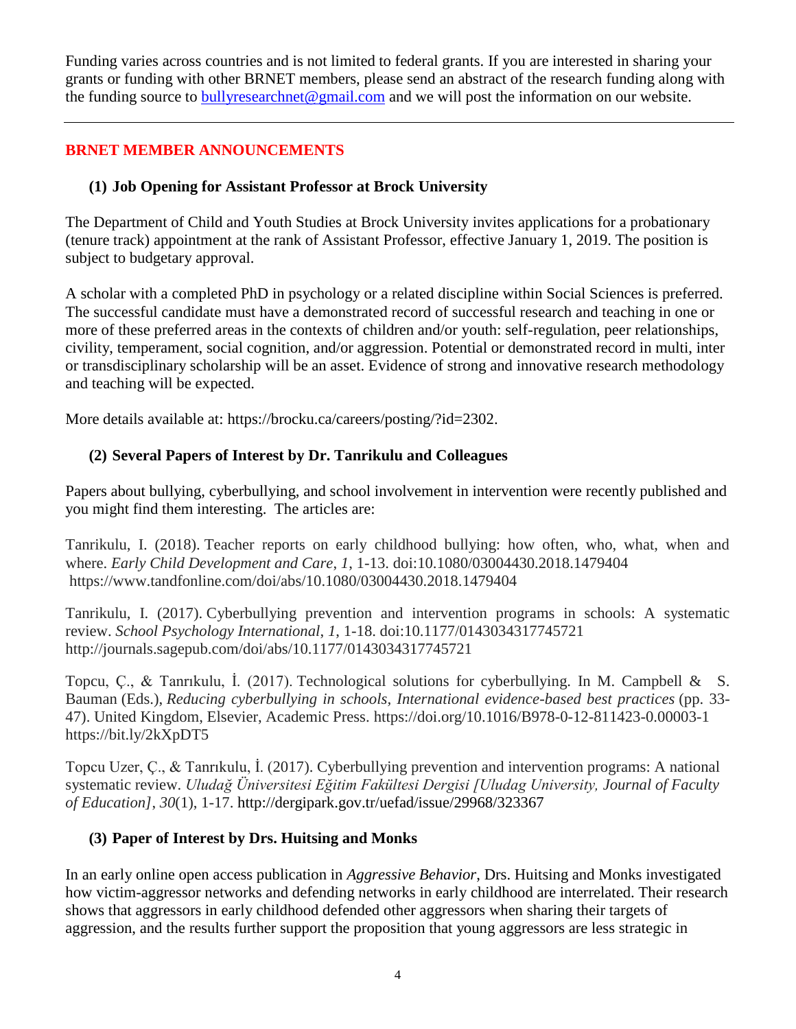Funding varies across countries and is not limited to federal grants. If you are interested in sharing your grants or funding with other BRNET members, please send an abstract of the research funding along with the funding source to bullyresearchnet@gmail.com and we will post the information on our website.

---

## BRNET MEMBER ANNOUNCEMENTS

### (1) Job Opening for Assistant Professor at Brock University

The Department of Child and Youth Studies at Brock University invites applications for a probationary (tenure track) appointment at the rank of Assistant Professor, effective January 1, 2019. The position is subject to budgetary approval.

A scholar with a completed PhD in psychology or a related discipline within Social Sciences is preferred. The successful candidate must have a demonstrated record of successful research and teaching in one or more of these preferred areas in the contexts of children and/or youth: self-regulation, peer relationships, civility, temperament, social cognition, and/or aggression. Potential or demonstrated record in multi, inter or transdisciplinary scholarship will be an asset. Evidence of strong and innovative research methodology and teaching will be expected.

More details available at: https://brocku.ca/careers/posting/?id=2302.

### (2) Several Papers of Interest by Dr. Tanrikulu and Colleagues

Papers about bullying, cyberbullying, and school involvement in intervention were recently published and you might find them interesting. The articles are:

Tanrikulu, I. (2018). Teacher reports on early childhood bullying: how often, who, what, when and where. *Early Child Development and Care*, *1*, 1-13. doi:10.1080/03004430.2018.1479404 https://www.tandfonline.com/doi/abs/10.1080/03004430.2018.1479404

Tanrikulu, I. (2017). Cyberbullying prevention and intervention programs in schools: A systematic review. *School Psychology International*, *1*, 1-18. doi:10.1177/0143034317745721 http://journals.sagepub.com/doi/abs/10.1177/0143034317745721

Topcu, Ç., & Tanrıkulu, İ. (2017). Technological solutions for cyberbullying. In M. Campbell & S. Bauman (Eds.), *Reducing cyberbullying in schools, International evidence-based best practices* (pp. 33-47). United Kingdom, Elsevier, Academic Press. https://doi.org/10.1016/B978-0-12-811423-0.00003-1 https://bit.ly/2kXpDT5

Topcu Uzer, Ç., & Tanrıkulu, İ. (2017). Cyberbullying prevention and intervention programs: A national systematic review. *Uludağ Üniversitesi Eğitim Fakültesi Dergisi [Uludag University, Journal of Faculty of Education]*, *30*(1), 1-17. http://dergipark.gov.tr/uefad/issue/29968/323367

### (3) Paper of Interest by Drs. Huitsing and Monks

In an early online open access publication in *Aggressive Behavior*, Drs. Huitsing and Monks investigated how victim-aggressor networks and defending networks in early childhood are interrelated. Their research shows that aggressors in early childhood defended other aggressors when sharing their targets of aggression, and the results further support the proposition that young aggressors are less strategic in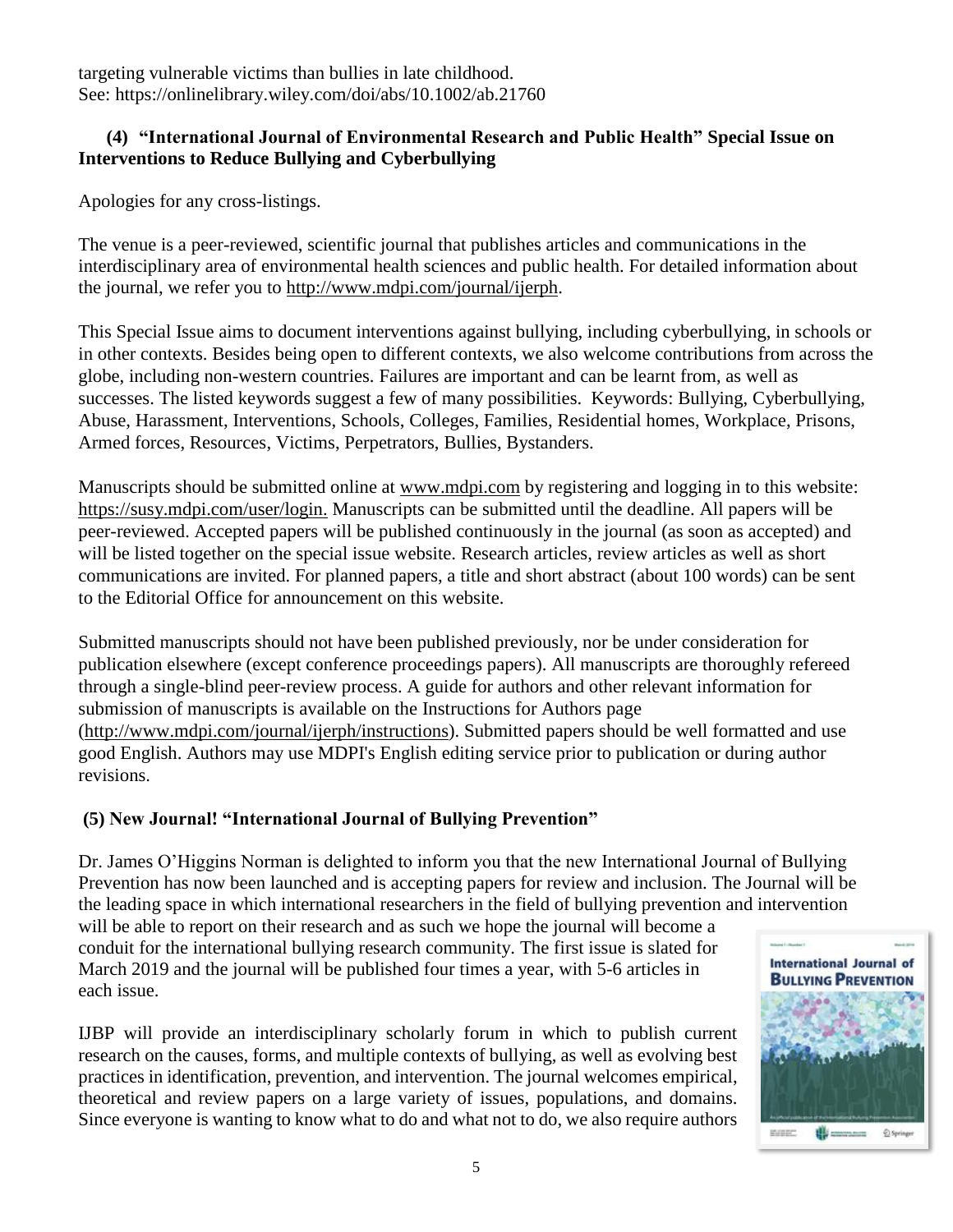targeting vulnerable victims than bullies in late childhood.
See: https://onlinelibrary.wiley.com/doi/abs/10.1002/ab.21760

### (4) "International Journal of Environmental Research and Public Health" Special Issue on Interventions to Reduce Bullying and Cyberbullying

Apologies for any cross-listings.

The venue is a peer-reviewed, scientific journal that publishes articles and communications in the interdisciplinary area of environmental health sciences and public health. For detailed information about the journal, we refer you to http://www.mdpi.com/journal/ijerph.

This Special Issue aims to document interventions against bullying, including cyberbullying, in schools or in other contexts. Besides being open to different contexts, we also welcome contributions from across the globe, including non-western countries. Failures are important and can be learnt from, as well as successes. The listed keywords suggest a few of many possibilities. Keywords: Bullying, Cyberbullying, Abuse, Harassment, Interventions, Schools, Colleges, Families, Residential homes, Workplace, Prisons, Armed forces, Resources, Victims, Perpetrators, Bullies, Bystanders.

Manuscripts should be submitted online at www.mdpi.com by registering and logging in to this website: https://susy.mdpi.com/user/login. Manuscripts can be submitted until the deadline. All papers will be peer-reviewed. Accepted papers will be published continuously in the journal (as soon as accepted) and will be listed together on the special issue website. Research articles, review articles as well as short communications are invited. For planned papers, a title and short abstract (about 100 words) can be sent to the Editorial Office for announcement on this website.

Submitted manuscripts should not have been published previously, nor be under consideration for publication elsewhere (except conference proceedings papers). All manuscripts are thoroughly refereed through a single-blind peer-review process. A guide for authors and other relevant information for submission of manuscripts is available on the Instructions for Authors page (http://www.mdpi.com/journal/ijerph/instructions). Submitted papers should be well formatted and use good English. Authors may use MDPI's English editing service prior to publication or during author revisions.

### (5) New Journal! "International Journal of Bullying Prevention"

Dr. James O'Higgins Norman is delighted to inform you that the new International Journal of Bullying Prevention has now been launched and is accepting papers for review and inclusion. The Journal will be the leading space in which international researchers in the field of bullying prevention and intervention will be able to report on their research and as such we hope the journal will become a conduit for the international bullying research community. The first issue is slated for March 2019 and the journal will be published four times a year, with 5-6 articles in each issue.

IJBP will provide an interdisciplinary scholarly forum in which to publish current research on the causes, forms, and multiple contexts of bullying, as well as evolving best practices in identification, prevention, and intervention. The journal welcomes empirical, theoretical and review papers on a large variety of issues, populations, and domains. Since everyone is wanting to know what to do and what not to do, we also require authors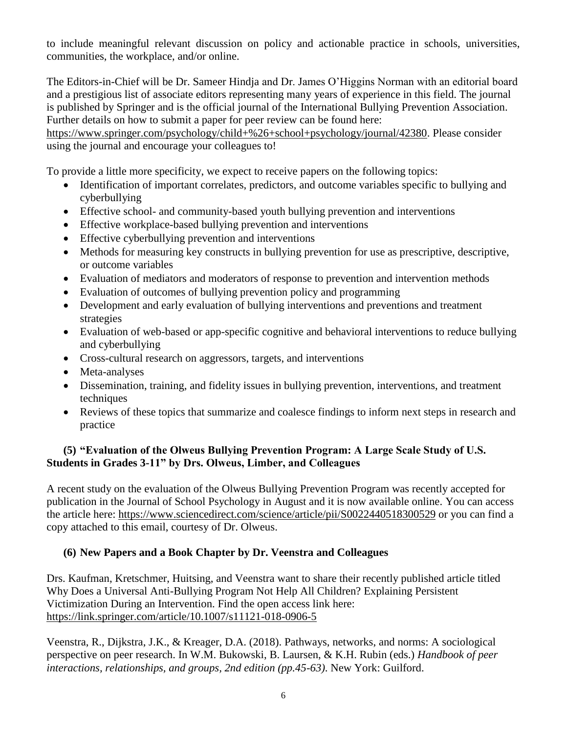to include meaningful relevant discussion on policy and actionable practice in schools, universities, communities, the workplace, and/or online.

The Editors-in-Chief will be Dr. Sameer Hindja and Dr. James O'Higgins Norman with an editorial board and a prestigious list of associate editors representing many years of experience in this field. The journal is published by Springer and is the official journal of the International Bullying Prevention Association. Further details on how to submit a paper for peer review can be found here: https://www.springer.com/psychology/child+%26+school+psychology/journal/42380. Please consider using the journal and encourage your colleagues to!

To provide a little more specificity, we expect to receive papers on the following topics:

- Identification of important correlates, predictors, and outcome variables specific to bullying and cyberbullying
- Effective school- and community-based youth bullying prevention and interventions
- Effective workplace-based bullying prevention and interventions
- Effective cyberbullying prevention and interventions
- Methods for measuring key constructs in bullying prevention for use as prescriptive, descriptive, or outcome variables
- Evaluation of mediators and moderators of response to prevention and intervention methods
- Evaluation of outcomes of bullying prevention policy and programming
- Development and early evaluation of bullying interventions and preventions and treatment strategies
- Evaluation of web-based or app-specific cognitive and behavioral interventions to reduce bullying and cyberbullying
- Cross-cultural research on aggressors, targets, and interventions
- Meta-analyses
- Dissemination, training, and fidelity issues in bullying prevention, interventions, and treatment techniques
- Reviews of these topics that summarize and coalesce findings to inform next steps in research and practice

**(5) "Evaluation of the Olweus Bullying Prevention Program: A Large Scale Study of U.S. Students in Grades 3-11" by Drs. Olweus, Limber, and Colleagues**

A recent study on the evaluation of the Olweus Bullying Prevention Program was recently accepted for publication in the Journal of School Psychology in August and it is now available online. You can access the article here: https://www.sciencedirect.com/science/article/pii/S0022440518300529 or you can find a copy attached to this email, courtesy of Dr. Olweus.

**(6) New Papers and a Book Chapter by Dr. Veenstra and Colleagues**

Drs. Kaufman, Kretschmer, Huitsing, and Veenstra want to share their recently published article titled Why Does a Universal Anti-Bullying Program Not Help All Children? Explaining Persistent Victimization During an Intervention. Find the open access link here: https://link.springer.com/article/10.1007/s11121-018-0906-5

Veenstra, R., Dijkstra, J.K., & Kreager, D.A. (2018). Pathways, networks, and norms: A sociological perspective on peer research. In W.M. Bukowski, B. Laursen, & K.H. Rubin (eds.) *Handbook of peer interactions, relationships, and groups, 2nd edition (pp.45-63)*. New York: Guilford.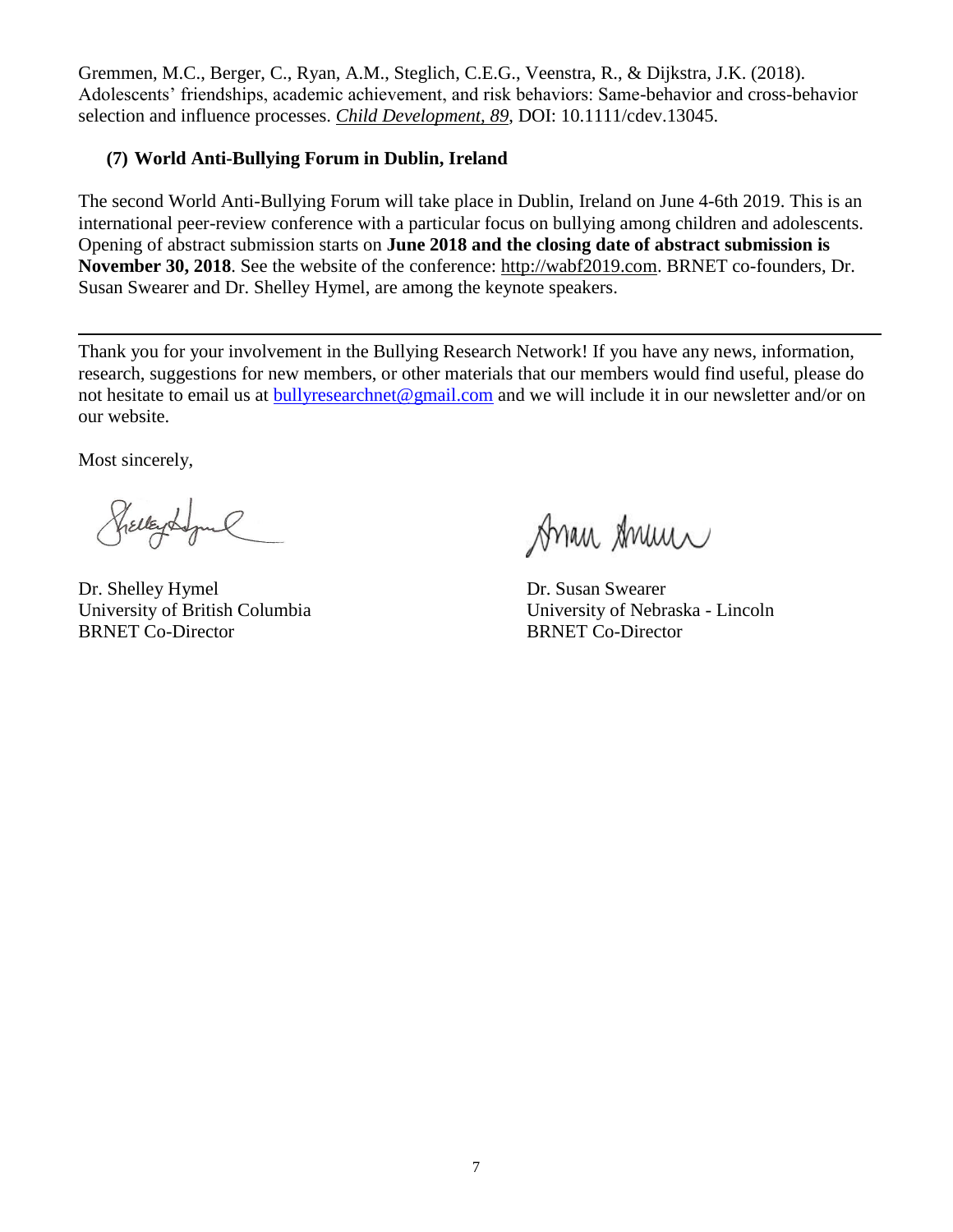Gremmen, M.C., Berger, C., Ryan, A.M., Steglich, C.E.G., Veenstra, R., & Dijkstra, J.K. (2018). Adolescents' friendships, academic achievement, and risk behaviors: Same-behavior and cross-behavior selection and influence processes. *Child Development, 89*, DOI: 10.1111/cdev.13045.

### (7) World Anti-Bullying Forum in Dublin, Ireland

The second World Anti-Bullying Forum will take place in Dublin, Ireland on June 4-6th 2019. This is an international peer-review conference with a particular focus on bullying among children and adolescents. Opening of abstract submission starts on **June 2018 and the closing date of abstract submission is November 30, 2018**. See the website of the conference: http://wabf2019.com. BRNET co-founders, Dr. Susan Swearer and Dr. Shelley Hymel, are among the keynote speakers.

---

Thank you for your involvement in the Bullying Research Network! If you have any news, information, research, suggestions for new members, or other materials that our members would find useful, please do not hesitate to email us at bullyresearchnet@gmail.com and we will include it in our newsletter and/or on our website.

Most sincerely,

Dr. Shelley Hymel
University of British Columbia
BRNET Co-Director

Dr. Susan Swearer
University of Nebraska - Lincoln
BRNET Co-Director